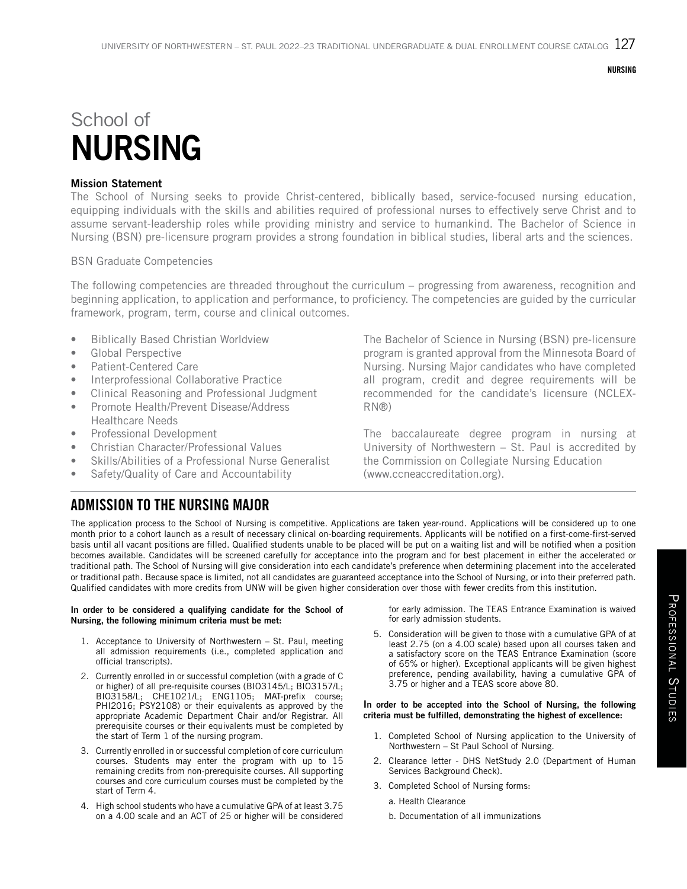# School of NURSING

### Mission Statement

The School of Nursing seeks to provide Christ-centered, biblically based, service-focused nursing education, equipping individuals with the skills and abilities required of professional nurses to effectively serve Christ and to assume servant-leadership roles while providing ministry and service to humankind. The Bachelor of Science in Nursing (BSN) pre-licensure program provides a strong foundation in biblical studies, liberal arts and the sciences.

BSN Graduate Competencies

The following competencies are threaded throughout the curriculum – progressing from awareness, recognition and beginning application, to application and performance, to proficiency. The competencies are guided by the curricular framework, program, term, course and clinical outcomes.

- Biblically Based Christian Worldview
- Global Perspective
- Patient-Centered Care
- Interprofessional Collaborative Practice
- Clinical Reasoning and Professional Judgment
- Promote Health/Prevent Disease/Address Healthcare Needs
- Professional Development
- Christian Character/Professional Values
- Skills/Abilities of a Professional Nurse Generalist
- Safety/Quality of Care and Accountability

The Bachelor of Science in Nursing (BSN) pre-licensure program is granted approval from the Minnesota Board of Nursing. Nursing Major candidates who have completed all program, credit and degree requirements will be recommended for the candidate's licensure (NCLEX-RN®)

The baccalaureate degree program in nursing at University of Northwestern – St. Paul is accredited by the Commission on Collegiate Nursing Education (www.ccneaccreditation.org).

## ADMISSION TO THE NURSING MAJOR

The application process to the School of Nursing is competitive. Applications are taken year-round. Applications will be considered up to one month prior to a cohort launch as a result of necessary clinical on-boarding requirements. Applicants will be notified on a first-come-first-served basis until all vacant positions are filled. Qualified students unable to be placed will be put on a waiting list and will be notified when a position becomes available. Candidates will be screened carefully for acceptance into the program and for best placement in either the accelerated or traditional path. The School of Nursing will give consideration into each candidate's preference when determining placement into the accelerated or traditional path. Because space is limited, not all candidates are guaranteed acceptance into the School of Nursing, or into their preferred path. Qualified candidates with more credits from UNW will be given higher consideration over those with fewer credits from this institution.

**In order to be considered a qualifying candidate for the School of Nursing, the following minimum criteria must be met:**

1. Acceptance to University of Northwestern – St. Paul, meeting all admission requirements (i.e., completed application and official transcripts).
2. Currently enrolled in or successful completion (with a grade of C or higher) of all pre-requisite courses (BIO3145/L; BIO3157/L; BIO3158/L; CHE1021/L; ENG1105; MAT-prefix course; PHI2016; PSY2108) or their equivalents as approved by the appropriate Academic Department Chair and/or Registrar. All prerequisite courses or their equivalents must be completed by the start of Term 1 of the nursing program.
3. Currently enrolled in or successful completion of core curriculum courses. Students may enter the program with up to 15 remaining credits from non-prerequisite courses. All supporting courses and core curriculum courses must be completed by the start of Term 4.
4. High school students who have a cumulative GPA of at least 3.75 on a 4.00 scale and an ACT of 25 or higher will be considered for early admission. The TEAS Entrance Examination is waived for early admission students.
5. Consideration will be given to those with a cumulative GPA of at least 2.75 (on a 4.00 scale) based upon all courses taken and a satisfactory score on the TEAS Entrance Examination (score of 65% or higher). Exceptional applicants will be given highest preference, pending availability, having a cumulative GPA of 3.75 or higher and a TEAS score above 80.

**In order to be accepted into the School of Nursing, the following criteria must be fulfilled, demonstrating the highest of excellence:**

1. Completed School of Nursing application to the University of Northwestern – St Paul School of Nursing.
2. Clearance letter - DHS NetStudy 2.0 (Department of Human Services Background Check).
3. Completed School of Nursing forms:
    a. Health Clearance
    b. Documentation of all immunizations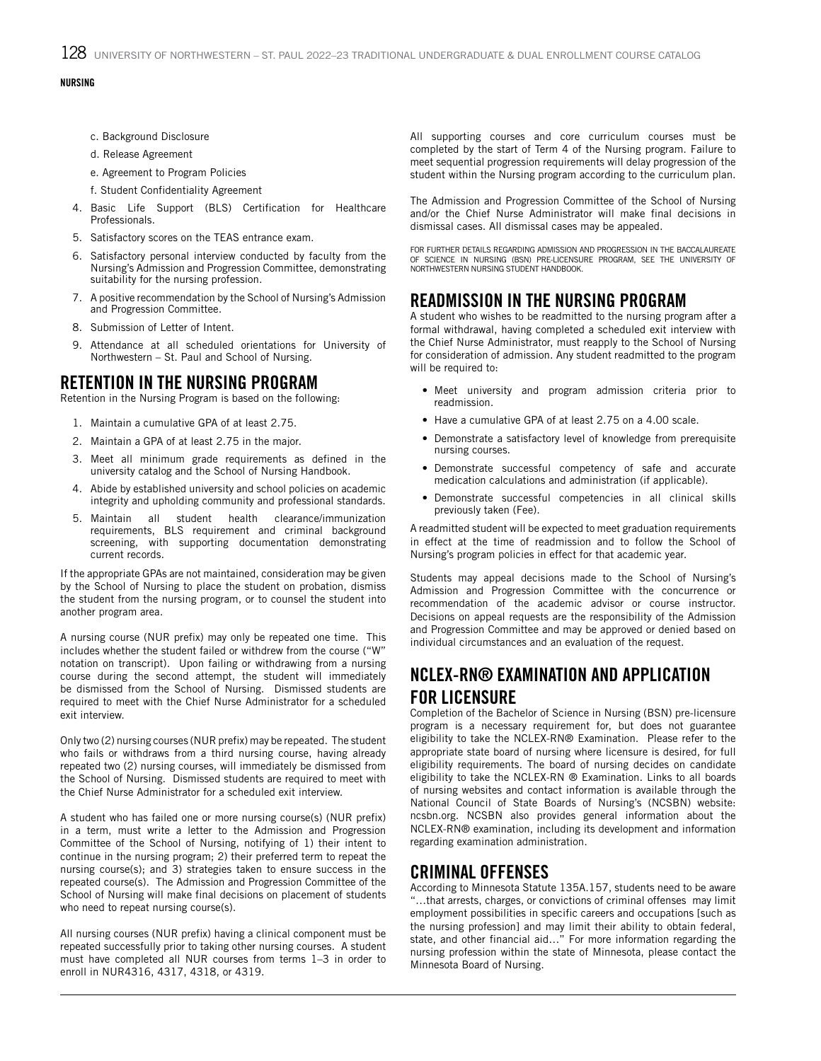c. Background Disclosure

d. Release Agreement

e. Agreement to Program Policies

f. Student Confidentiality Agreement

4. Basic Life Support (BLS) Certification for Healthcare Professionals.
5. Satisfactory scores on the TEAS entrance exam.
6. Satisfactory personal interview conducted by faculty from the Nursing's Admission and Progression Committee, demonstrating suitability for the nursing profession.
7. A positive recommendation by the School of Nursing's Admission and Progression Committee.
8. Submission of Letter of Intent.
9. Attendance at all scheduled orientations for University of Northwestern – St. Paul and School of Nursing.

## RETENTION IN THE NURSING PROGRAM

Retention in the Nursing Program is based on the following:

1. Maintain a cumulative GPA of at least 2.75.
2. Maintain a GPA of at least 2.75 in the major.
3. Meet all minimum grade requirements as defined in the university catalog and the School of Nursing Handbook.
4. Abide by established university and school policies on academic integrity and upholding community and professional standards.
5. Maintain all student health clearance/immunization requirements, BLS requirement and criminal background screening, with supporting documentation demonstrating current records.

If the appropriate GPAs are not maintained, consideration may be given by the School of Nursing to place the student on probation, dismiss the student from the nursing program, or to counsel the student into another program area.

A nursing course (NUR prefix) may only be repeated one time. This includes whether the student failed or withdrew from the course ("W" notation on transcript). Upon failing or withdrawing from a nursing course during the second attempt, the student will immediately be dismissed from the School of Nursing. Dismissed students are required to meet with the Chief Nurse Administrator for a scheduled exit interview.

Only two (2) nursing courses (NUR prefix) may be repeated. The student who fails or withdraws from a third nursing course, having already repeated two (2) nursing courses, will immediately be dismissed from the School of Nursing. Dismissed students are required to meet with the Chief Nurse Administrator for a scheduled exit interview.

A student who has failed one or more nursing course(s) (NUR prefix) in a term, must write a letter to the Admission and Progression Committee of the School of Nursing, notifying of 1) their intent to continue in the nursing program; 2) their preferred term to repeat the nursing course(s); and 3) strategies taken to ensure success in the repeated course(s). The Admission and Progression Committee of the School of Nursing will make final decisions on placement of students who need to repeat nursing course(s).

All nursing courses (NUR prefix) having a clinical component must be repeated successfully prior to taking other nursing courses. A student must have completed all NUR courses from terms 1–3 in order to enroll in NUR4316, 4317, 4318, or 4319.

All supporting courses and core curriculum courses must be completed by the start of Term 4 of the Nursing program. Failure to meet sequential progression requirements will delay progression of the student within the Nursing program according to the curriculum plan.

The Admission and Progression Committee of the School of Nursing and/or the Chief Nurse Administrator will make final decisions in dismissal cases. All dismissal cases may be appealed.

FOR FURTHER DETAILS REGARDING ADMISSION AND PROGRESSION IN THE BACCALAUREATE OF SCIENCE IN NURSING (BSN) PRE-LICENSURE PROGRAM, SEE THE UNIVERSITY OF NORTHWESTERN NURSING STUDENT HANDBOOK.

## READMISSION IN THE NURSING PROGRAM

A student who wishes to be readmitted to the nursing program after a formal withdrawal, having completed a scheduled exit interview with the Chief Nurse Administrator, must reapply to the School of Nursing for consideration of admission. Any student readmitted to the program will be required to:

- Meet university and program admission criteria prior to readmission.
- Have a cumulative GPA of at least 2.75 on a 4.00 scale.
- Demonstrate a satisfactory level of knowledge from prerequisite nursing courses.
- Demonstrate successful competency of safe and accurate medication calculations and administration (if applicable).
- Demonstrate successful competencies in all clinical skills previously taken (Fee).

A readmitted student will be expected to meet graduation requirements in effect at the time of readmission and to follow the School of Nursing's program policies in effect for that academic year.

Students may appeal decisions made to the School of Nursing's Admission and Progression Committee with the concurrence or recommendation of the academic advisor or course instructor. Decisions on appeal requests are the responsibility of the Admission and Progression Committee and may be approved or denied based on individual circumstances and an evaluation of the request.

## NCLEX-RN® EXAMINATION AND APPLICATION FOR LICENSURE

Completion of the Bachelor of Science in Nursing (BSN) pre-licensure program is a necessary requirement for, but does not guarantee eligibility to take the NCLEX-RN® Examination. Please refer to the appropriate state board of nursing where licensure is desired, for full eligibility requirements. The board of nursing decides on candidate eligibility to take the NCLEX-RN ® Examination. Links to all boards of nursing websites and contact information is available through the National Council of State Boards of Nursing's (NCSBN) website: ncsbn.org. NCSBN also provides general information about the NCLEX-RN® examination, including its development and information regarding examination administration.

## CRIMINAL OFFENSES

According to Minnesota Statute 135A.157, students need to be aware "…that arrests, charges, or convictions of criminal offenses may limit employment possibilities in specific careers and occupations [such as the nursing profession] and may limit their ability to obtain federal, state, and other financial aid…" For more information regarding the nursing profession within the state of Minnesota, please contact the Minnesota Board of Nursing.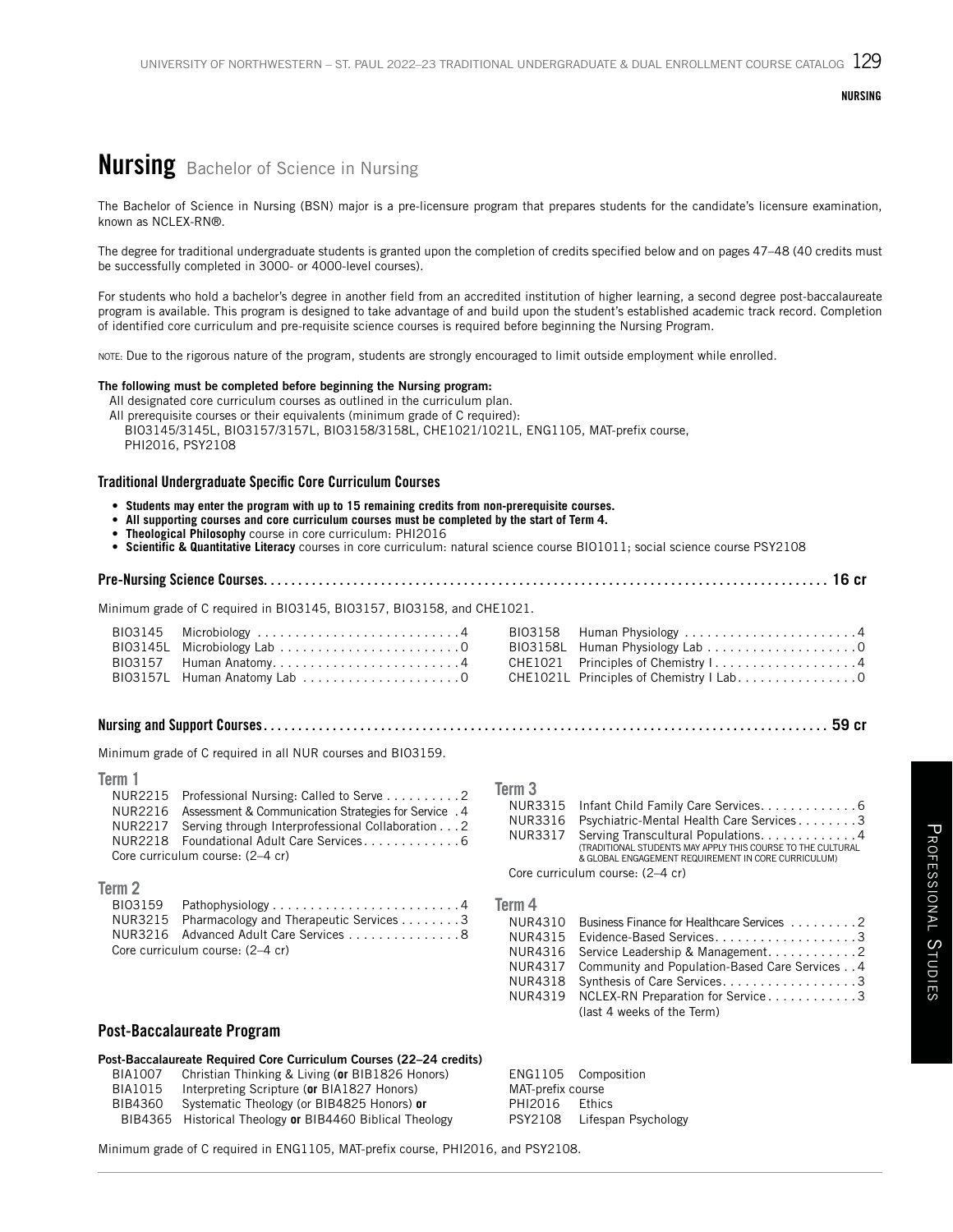# Nursing Bachelor of Science in Nursing

The Bachelor of Science in Nursing (BSN) major is a pre-licensure program that prepares students for the candidate's licensure examination, known as NCLEX-RN®.

The degree for traditional undergraduate students is granted upon the completion of credits specified below and on pages 47–48 (40 credits must be successfully completed in 3000- or 4000-level courses).

For students who hold a bachelor's degree in another field from an accredited institution of higher learning, a second degree post-baccalaureate program is available. This program is designed to take advantage of and build upon the student's established academic track record. Completion of identified core curriculum and pre-requisite science courses is required before beginning the Nursing Program.

NOTE: Due to the rigorous nature of the program, students are strongly encouraged to limit outside employment while enrolled.

**The following must be completed before beginning the Nursing program:**

All designated core curriculum courses as outlined in the curriculum plan.
All prerequisite courses or their equivalents (minimum grade of C required):
BIO3145/3145L, BIO3157/3157L, BIO3158/3158L, CHE1021/1021L, ENG1105, MAT-prefix course, PHI2016, PSY2108

### Traditional Undergraduate Specific Core Curriculum Courses

- **Students may enter the program with up to 15 remaining credits from non-prerequisite courses.**
- **All supporting courses and core curriculum courses must be completed by the start of Term 4.**
- **Theological Philosophy** course in core curriculum: PHI2016
- **Scientific & Quantitative Literacy** courses in core curriculum: natural science course BIO1011; social science course PSY2108

### Pre-Nursing Science Courses. . . . . 16 cr

Minimum grade of C required in BIO3145, BIO3157, BIO3158, and CHE1021.

BIO3145 Microbiology . . . . . 4
BIO3145L Microbiology Lab . . . . . 0
BIO3157 Human Anatomy. . . . . 4
BIO3157L Human Anatomy Lab . . . . . 0
BIO3158 Human Physiology . . . . . 4
BIO3158L Human Physiology Lab . . . . . 0
CHE1021 Principles of Chemistry I . . . . . 4
CHE1021L Principles of Chemistry I Lab. . . . . 0

### Nursing and Support Courses. . . . . 59 cr

Minimum grade of C required in all NUR courses and BIO3159.

#### Term 1

NUR2215 Professional Nursing: Called to Serve . . . . . 2
NUR2216 Assessment & Communication Strategies for Service . 4
NUR2217 Serving through Interprofessional Collaboration . . . 2
NUR2218 Foundational Adult Care Services. . . . . 6
Core curriculum course: (2–4 cr)

#### Term 2

BIO3159 Pathophysiology . . . . . 4
NUR3215 Pharmacology and Therapeutic Services . . . . . 3
NUR3216 Advanced Adult Care Services . . . . . 8
Core curriculum course: (2–4 cr)

#### Term 3

NUR3315 Infant Child Family Care Services. . . . . 6
NUR3316 Psychiatric-Mental Health Care Services . . . . . 3
NUR3317 Serving Transcultural Populations. . . . . 4
(TRADITIONAL STUDENTS MAY APPLY THIS COURSE TO THE CULTURAL & GLOBAL ENGAGEMENT REQUIREMENT IN CORE CURRICULUM)
Core curriculum course: (2–4 cr)

#### Term 4

NUR4310 Business Finance for Healthcare Services . . . . . 2
NUR4315 Evidence-Based Services. . . . . 3
NUR4316 Service Leadership & Management. . . . . 2
NUR4317 Community and Population-Based Care Services . . 4
NUR4318 Synthesis of Care Services. . . . . 3
NUR4319 NCLEX-RN Preparation for Service . . . . . 3
(last 4 weeks of the Term)

### Post-Baccalaureate Program

**Post-Baccalaureate Required Core Curriculum Courses (22–24 credits)**

BIA1007 Christian Thinking & Living (**or** BIB1826 Honors)
BIA1015 Interpreting Scripture (**or** BIA1827 Honors)
BIB4360 Systematic Theology (or BIB4825 Honors) **or**
BIB4365 Historical Theology **or** BIB4460 Biblical Theology
ENG1105 Composition
MAT-prefix course
PHI2016 Ethics
PSY2108 Lifespan Psychology

Minimum grade of C required in ENG1105, MAT-prefix course, PHI2016, and PSY2108.